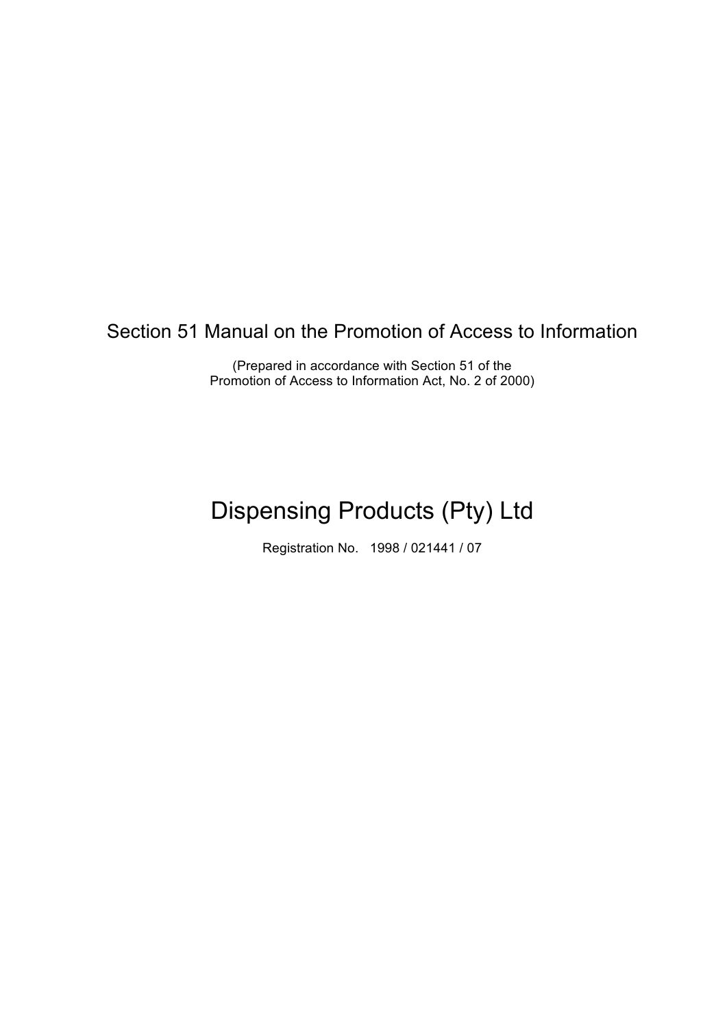# Section 51 Manual on the Promotion of Access to Information

(Prepared in accordance with Section 51 of the
Promotion of Access to Information Act, No. 2 of 2000)

# Dispensing Products (Pty) Ltd

Registration No. 1998 / 021441 / 07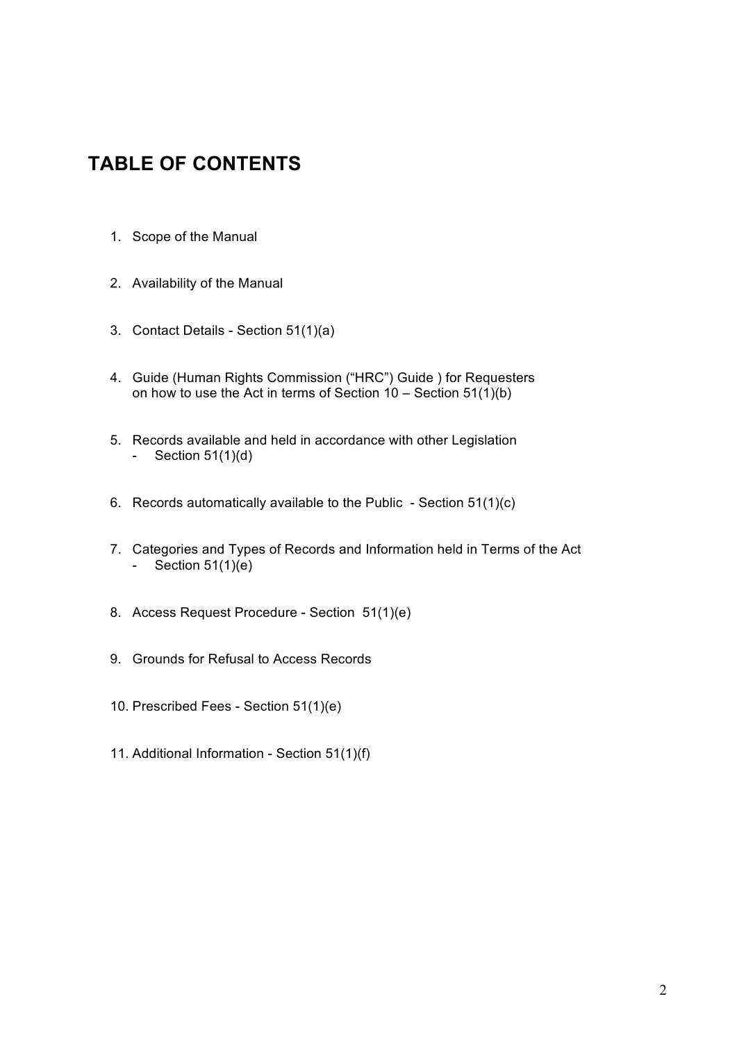# TABLE OF CONTENTS

1. Scope of the Manual

2. Availability of the Manual

3. Contact Details - Section 51(1)(a)

4. Guide (Human Rights Commission ("HRC") Guide ) for Requesters on how to use the Act in terms of Section 10 – Section 51(1)(b)

5. Records available and held in accordance with other Legislation
   - Section 51(1)(d)

6. Records automatically available to the Public - Section 51(1)(c)

7. Categories and Types of Records and Information held in Terms of the Act
   - Section 51(1)(e)

8. Access Request Procedure - Section 51(1)(e)

9. Grounds for Refusal to Access Records

10. Prescribed Fees - Section 51(1)(e)

11. Additional Information - Section 51(1)(f)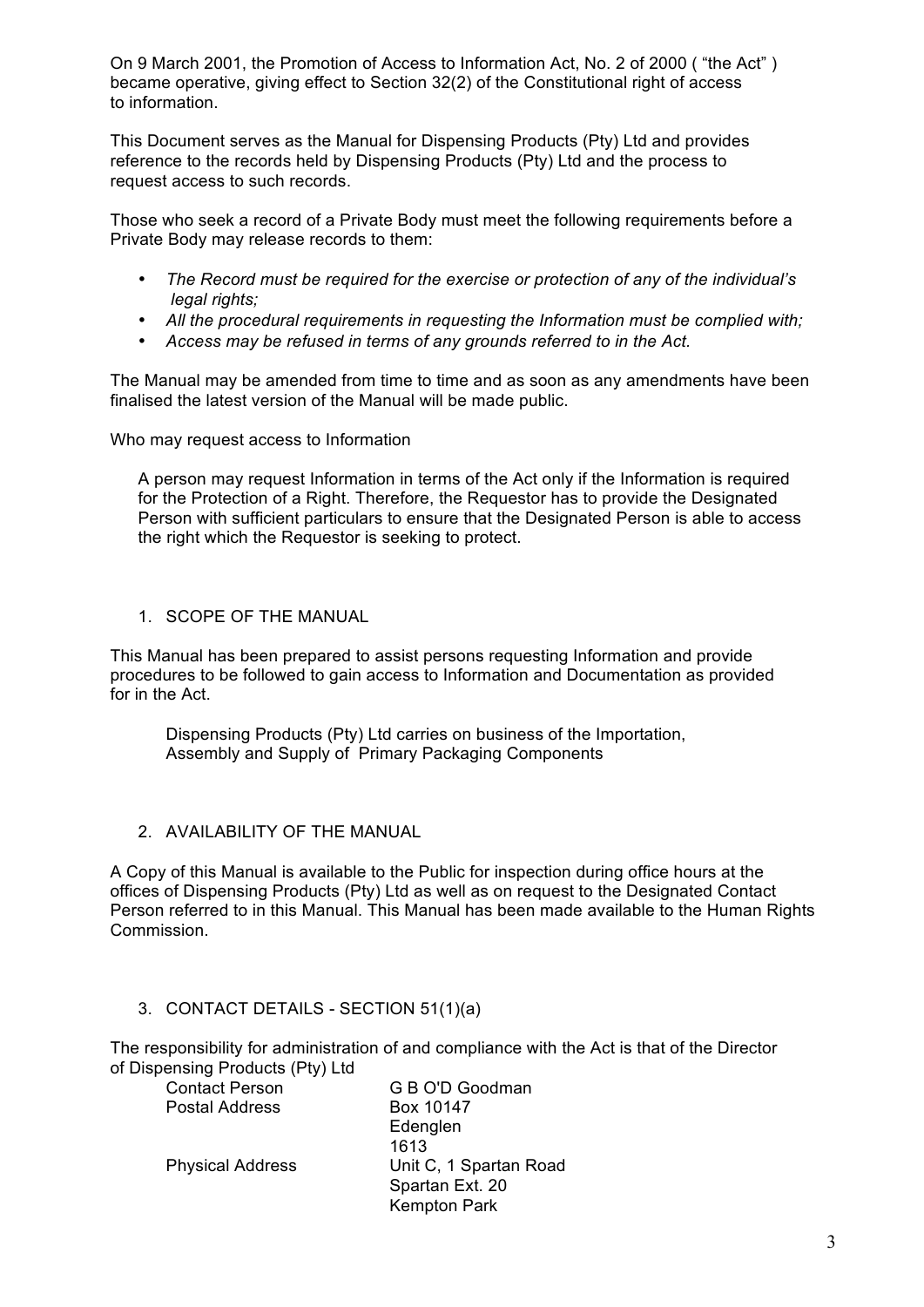On 9 March 2001, the Promotion of Access to Information Act, No. 2 of 2000 ( "the Act" ) became operative, giving effect to Section 32(2) of the Constitutional right of access to information.

This Document serves as the Manual for Dispensing Products (Pty) Ltd and provides reference to the records held by Dispensing Products (Pty) Ltd and the process to request access to such records.

Those who seek a record of a Private Body must meet the following requirements before a Private Body may release records to them:

- *The Record must be required for the exercise or protection of any of the individual's legal rights;*
- *All the procedural requirements in requesting the Information must be complied with;*
- *Access may be refused in terms of any grounds referred to in the Act.*

The Manual may be amended from time to time and as soon as any amendments have been finalised the latest version of the Manual will be made public.

Who may request access to Information

A person may request Information in terms of the Act only if the Information is required for the Protection of a Right. Therefore, the Requestor has to provide the Designated Person with sufficient particulars to ensure that the Designated Person is able to access the right which the Requestor is seeking to protect.

## 1. SCOPE OF THE MANUAL

This Manual has been prepared to assist persons requesting Information and provide procedures to be followed to gain access to Information and Documentation as provided for in the Act.

Dispensing Products (Pty) Ltd carries on business of the Importation, Assembly and Supply of Primary Packaging Components

## 2. AVAILABILITY OF THE MANUAL

A Copy of this Manual is available to the Public for inspection during office hours at the offices of Dispensing Products (Pty) Ltd as well as on request to the Designated Contact Person referred to in this Manual. This Manual has been made available to the Human Rights Commission.

## 3. CONTACT DETAILS - SECTION 51(1)(a)

The responsibility for administration of and compliance with the Act is that of the Director of Dispensing Products (Pty) Ltd

| | |
|---|---|
| Contact Person | G B O'D Goodman |
| Postal Address | Box 10147<br>Edenglen<br>1613 |
| Physical Address | Unit C, 1 Spartan Road<br>Spartan Ext. 20<br>Kempton Park |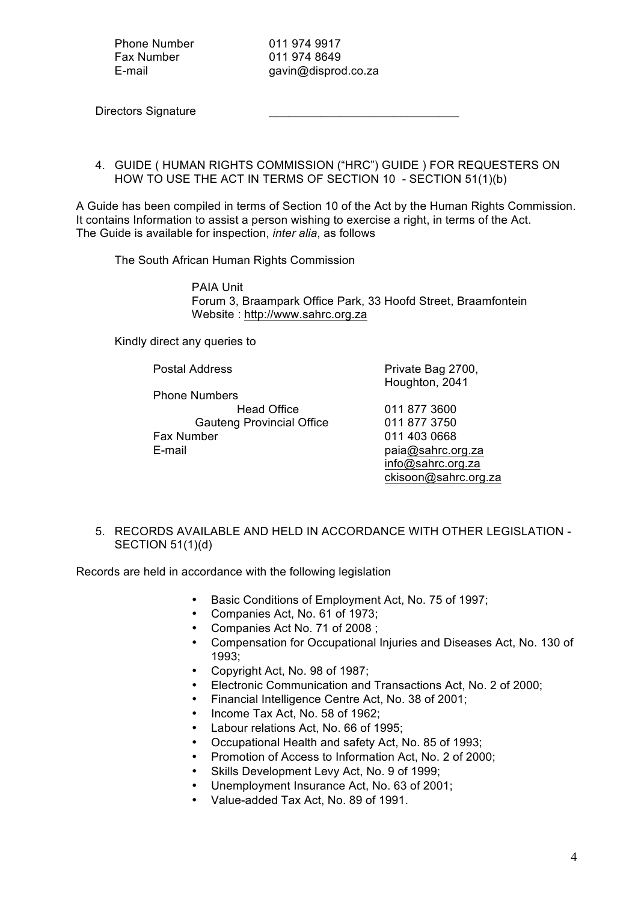| | |
|---|---|
| Phone Number | 011 974 9917 |
| Fax Number | 011 974 8649 |
| E-mail | gavin@disprod.co.za |

Directors Signature ____________________________

## 4. GUIDE ( HUMAN RIGHTS COMMISSION ("HRC") GUIDE ) FOR REQUESTERS ON HOW TO USE THE ACT IN TERMS OF SECTION 10 - SECTION 51(1)(b)

A Guide has been compiled in terms of Section 10 of the Act by the Human Rights Commission. It contains Information to assist a person wishing to exercise a right, in terms of the Act. The Guide is available for inspection, *inter alia*, as follows

The South African Human Rights Commission

PAIA Unit
Forum 3, Braampark Office Park, 33 Hoofd Street, Braamfontein
Website : http://www.sahrc.org.za

Kindly direct any queries to

| | |
|---|---|
| Postal Address | Private Bag 2700, Houghton, 2041 |
| Phone Numbers | |
| Head Office | 011 877 3600 |
| Gauteng Provincial Office | 011 877 3750 |
| Fax Number | 011 403 0668 |
| E-mail | paia@sahrc.org.za<br>info@sahrc.org.za<br>ckisoon@sahrc.org.za |

## 5. RECORDS AVAILABLE AND HELD IN ACCORDANCE WITH OTHER LEGISLATION - SECTION 51(1)(d)

Records are held in accordance with the following legislation

- Basic Conditions of Employment Act, No. 75 of 1997;
- Companies Act, No. 61 of 1973;
- Companies Act No. 71 of 2008 ;
- Compensation for Occupational Injuries and Diseases Act, No. 130 of 1993;
- Copyright Act, No. 98 of 1987;
- Electronic Communication and Transactions Act, No. 2 of 2000;
- Financial Intelligence Centre Act, No. 38 of 2001;
- Income Tax Act, No. 58 of 1962;
- Labour relations Act, No. 66 of 1995;
- Occupational Health and safety Act, No. 85 of 1993;
- Promotion of Access to Information Act, No. 2 of 2000;
- Skills Development Levy Act, No. 9 of 1999;
- Unemployment Insurance Act, No. 63 of 2001;
- Value-added Tax Act, No. 89 of 1991.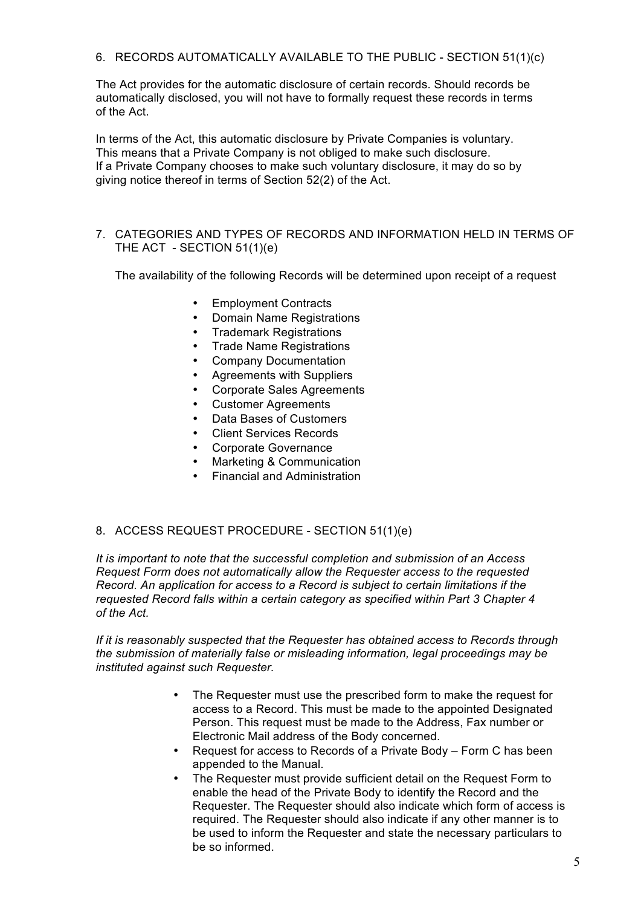## 6. RECORDS AUTOMATICALLY AVAILABLE TO THE PUBLIC - SECTION 51(1)(c)

The Act provides for the automatic disclosure of certain records. Should records be automatically disclosed, you will not have to formally request these records in terms of the Act.

In terms of the Act, this automatic disclosure by Private Companies is voluntary. This means that a Private Company is not obliged to make such disclosure. If a Private Company chooses to make such voluntary disclosure, it may do so by giving notice thereof in terms of Section 52(2) of the Act.

## 7. CATEGORIES AND TYPES OF RECORDS AND INFORMATION HELD IN TERMS OF THE ACT - SECTION 51(1)(e)

The availability of the following Records will be determined upon receipt of a request

- Employment Contracts
- Domain Name Registrations
- Trademark Registrations
- Trade Name Registrations
- Company Documentation
- Agreements with Suppliers
- Corporate Sales Agreements
- Customer Agreements
- Data Bases of Customers
- Client Services Records
- Corporate Governance
- Marketing & Communication
- Financial and Administration

## 8. ACCESS REQUEST PROCEDURE - SECTION 51(1)(e)

*It is important to note that the successful completion and submission of an Access Request Form does not automatically allow the Requester access to the requested Record. An application for access to a Record is subject to certain limitations if the requested Record falls within a certain category as specified within Part 3 Chapter 4 of the Act.*

*If it is reasonably suspected that the Requester has obtained access to Records through the submission of materially false or misleading information, legal proceedings may be instituted against such Requester.*

- The Requester must use the prescribed form to make the request for access to a Record. This must be made to the appointed Designated Person. This request must be made to the Address, Fax number or Electronic Mail address of the Body concerned.
- Request for access to Records of a Private Body – Form C has been appended to the Manual.
- The Requester must provide sufficient detail on the Request Form to enable the head of the Private Body to identify the Record and the Requester. The Requester should also indicate which form of access is required. The Requester should also indicate if any other manner is to be used to inform the Requester and state the necessary particulars to be so informed.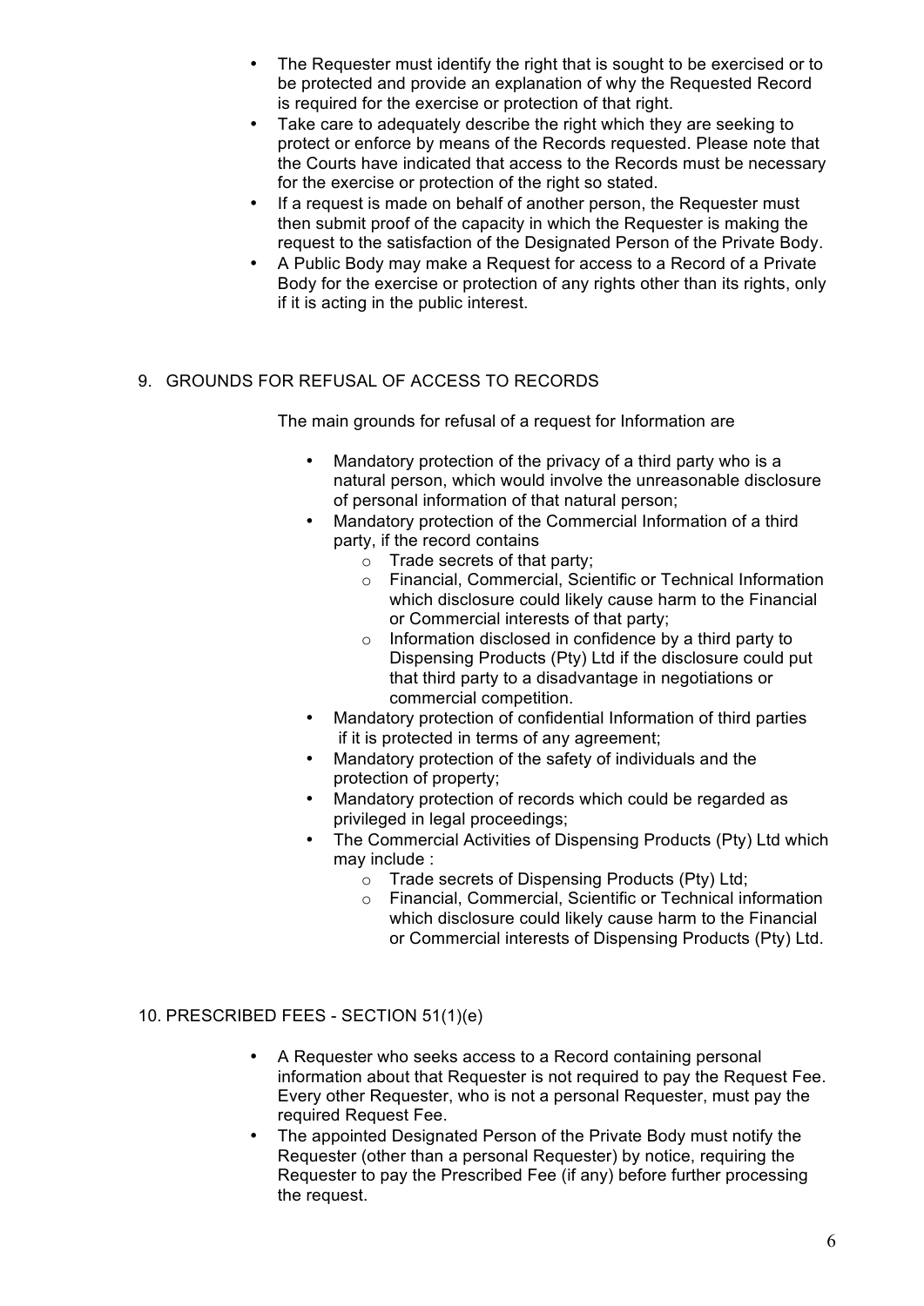- The Requester must identify the right that is sought to be exercised or to be protected and provide an explanation of why the Requested Record is required for the exercise or protection of that right.
- Take care to adequately describe the right which they are seeking to protect or enforce by means of the Records requested. Please note that the Courts have indicated that access to the Records must be necessary for the exercise or protection of the right so stated.
- If a request is made on behalf of another person, the Requester must then submit proof of the capacity in which the Requester is making the request to the satisfaction of the Designated Person of the Private Body.
- A Public Body may make a Request for access to a Record of a Private Body for the exercise or protection of any rights other than its rights, only if it is acting in the public interest.

## 9. GROUNDS FOR REFUSAL OF ACCESS TO RECORDS

The main grounds for refusal of a request for Information are

- Mandatory protection of the privacy of a third party who is a natural person, which would involve the unreasonable disclosure of personal information of that natural person;
- Mandatory protection of the Commercial Information of a third party, if the record contains
  - Trade secrets of that party;
  - Financial, Commercial, Scientific or Technical Information which disclosure could likely cause harm to the Financial or Commercial interests of that party;
  - Information disclosed in confidence by a third party to Dispensing Products (Pty) Ltd if the disclosure could put that third party to a disadvantage in negotiations or commercial competition.
- Mandatory protection of confidential Information of third parties if it is protected in terms of any agreement;
- Mandatory protection of the safety of individuals and the protection of property;
- Mandatory protection of records which could be regarded as privileged in legal proceedings;
- The Commercial Activities of Dispensing Products (Pty) Ltd which may include :
  - Trade secrets of Dispensing Products (Pty) Ltd;
  - Financial, Commercial, Scientific or Technical information which disclosure could likely cause harm to the Financial or Commercial interests of Dispensing Products (Pty) Ltd.

## 10. PRESCRIBED FEES - SECTION 51(1)(e)

- A Requester who seeks access to a Record containing personal information about that Requester is not required to pay the Request Fee. Every other Requester, who is not a personal Requester, must pay the required Request Fee.
- The appointed Designated Person of the Private Body must notify the Requester (other than a personal Requester) by notice, requiring the Requester to pay the Prescribed Fee (if any) before further processing the request.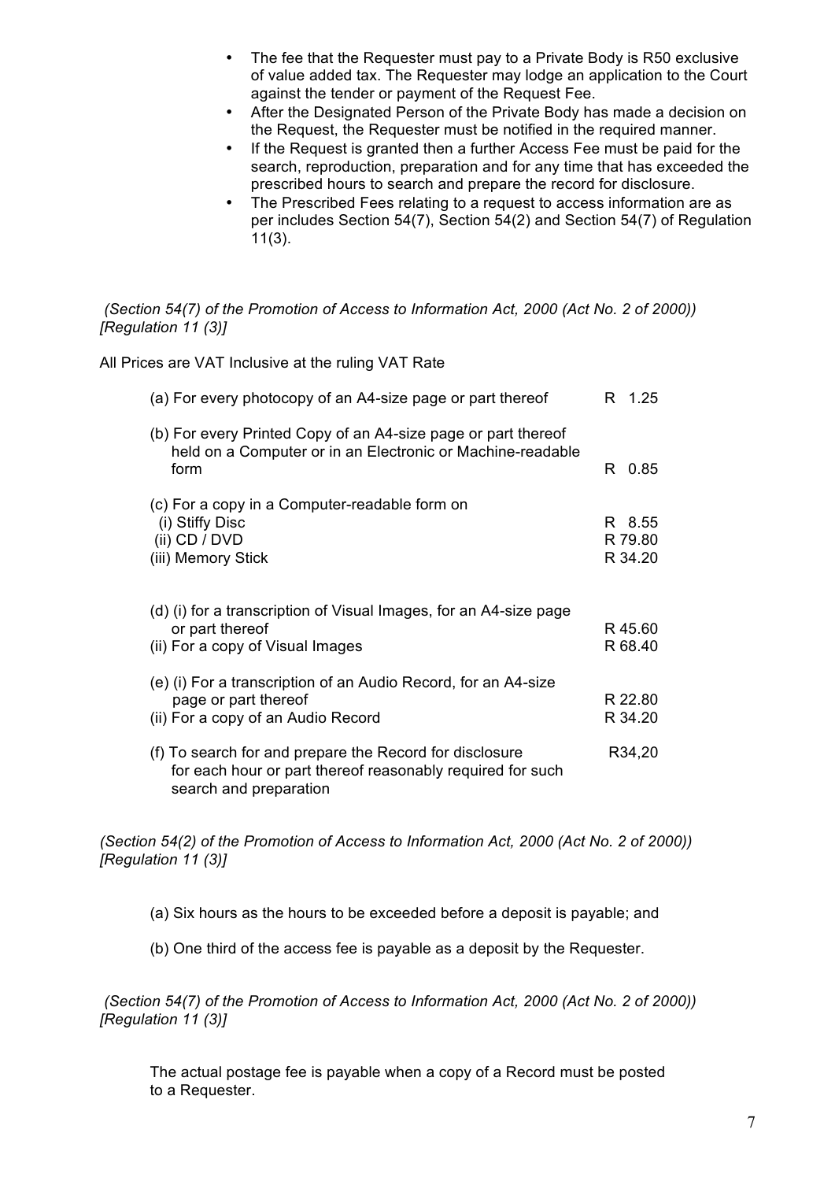- The fee that the Requester must pay to a Private Body is R50 exclusive of value added tax. The Requester may lodge an application to the Court against the tender or payment of the Request Fee.
- After the Designated Person of the Private Body has made a decision on the Request, the Requester must be notified in the required manner.
- If the Request is granted then a further Access Fee must be paid for the search, reproduction, preparation and for any time that has exceeded the prescribed hours to search and prepare the record for disclosure.
- The Prescribed Fees relating to a request to access information are as per includes Section 54(7), Section 54(2) and Section 54(7) of Regulation 11(3).

*(Section 54(7) of the Promotion of Access to Information Act, 2000 (Act No. 2 of 2000)) [Regulation 11 (3)]*

All Prices are VAT Inclusive at the ruling VAT Rate

| Item | Fee |
|---|---|
| (a) For every photocopy of an A4-size page or part thereof | R 1.25 |
| (b) For every Printed Copy of an A4-size page or part thereof held on a Computer or in an Electronic or Machine-readable form | R 0.85 |
| (c) For a copy in a Computer-readable form on | |
| (i) Stiffy Disc | R 8.55 |
| (ii) CD / DVD | R 79.80 |
| (iii) Memory Stick | R 34.20 |
| (d) (i) for a transcription of Visual Images, for an A4-size page or part thereof | R 45.60 |
| (ii) For a copy of Visual Images | R 68.40 |
| (e) (i) For a transcription of an Audio Record, for an A4-size page or part thereof | R 22.80 |
| (ii) For a copy of an Audio Record | R 34.20 |
| (f) To search for and prepare the Record for disclosure for each hour or part thereof reasonably required for such search and preparation | R34,20 |

*(Section 54(2) of the Promotion of Access to Information Act, 2000 (Act No. 2 of 2000)) [Regulation 11 (3)]*

(a) Six hours as the hours to be exceeded before a deposit is payable; and

(b) One third of the access fee is payable as a deposit by the Requester.

*(Section 54(7) of the Promotion of Access to Information Act, 2000 (Act No. 2 of 2000)) [Regulation 11 (3)]*

The actual postage fee is payable when a copy of a Record must be posted to a Requester.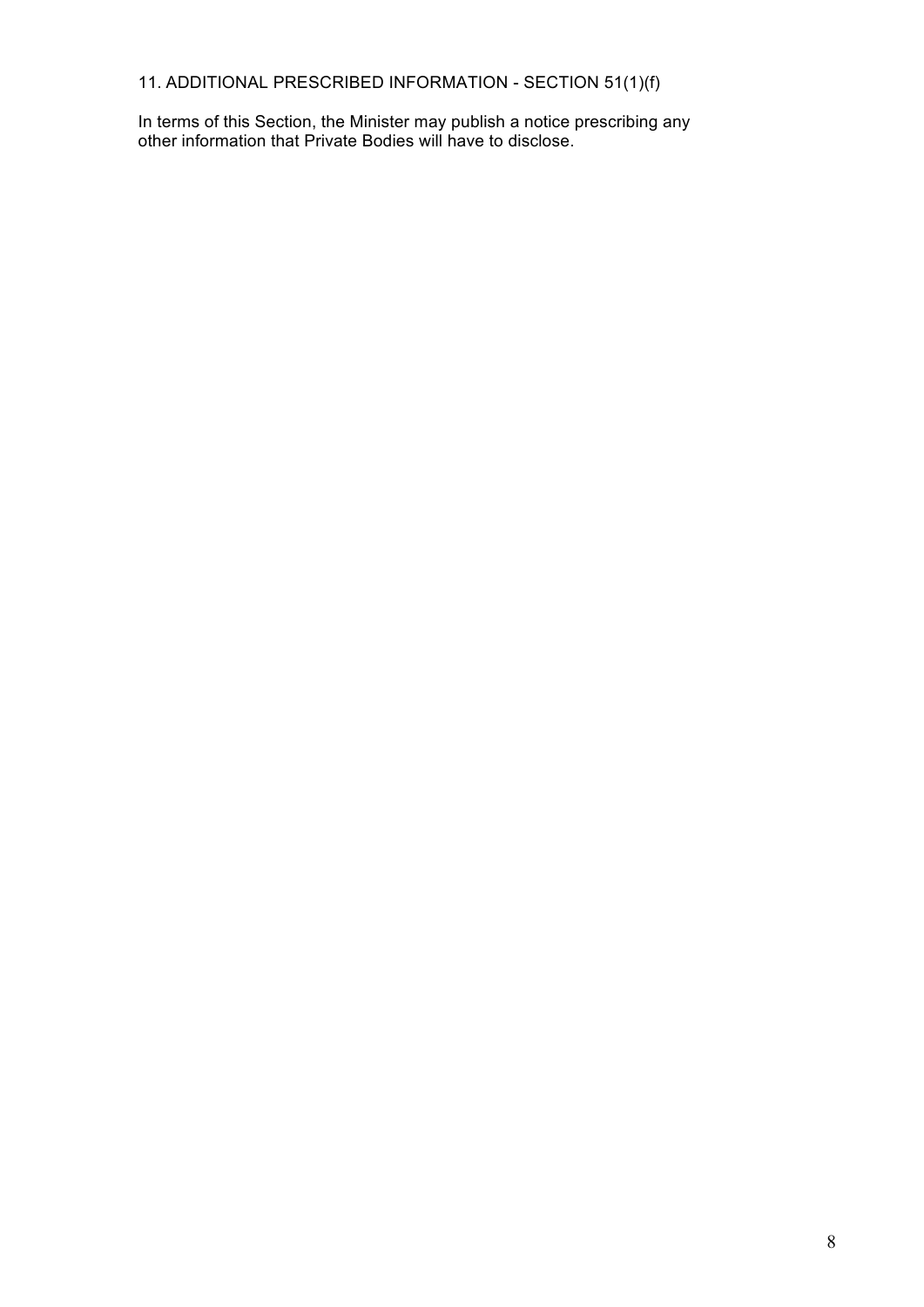## 11. ADDITIONAL PRESCRIBED INFORMATION - SECTION 51(1)(f)

In terms of this Section, the Minister may publish a notice prescribing any other information that Private Bodies will have to disclose.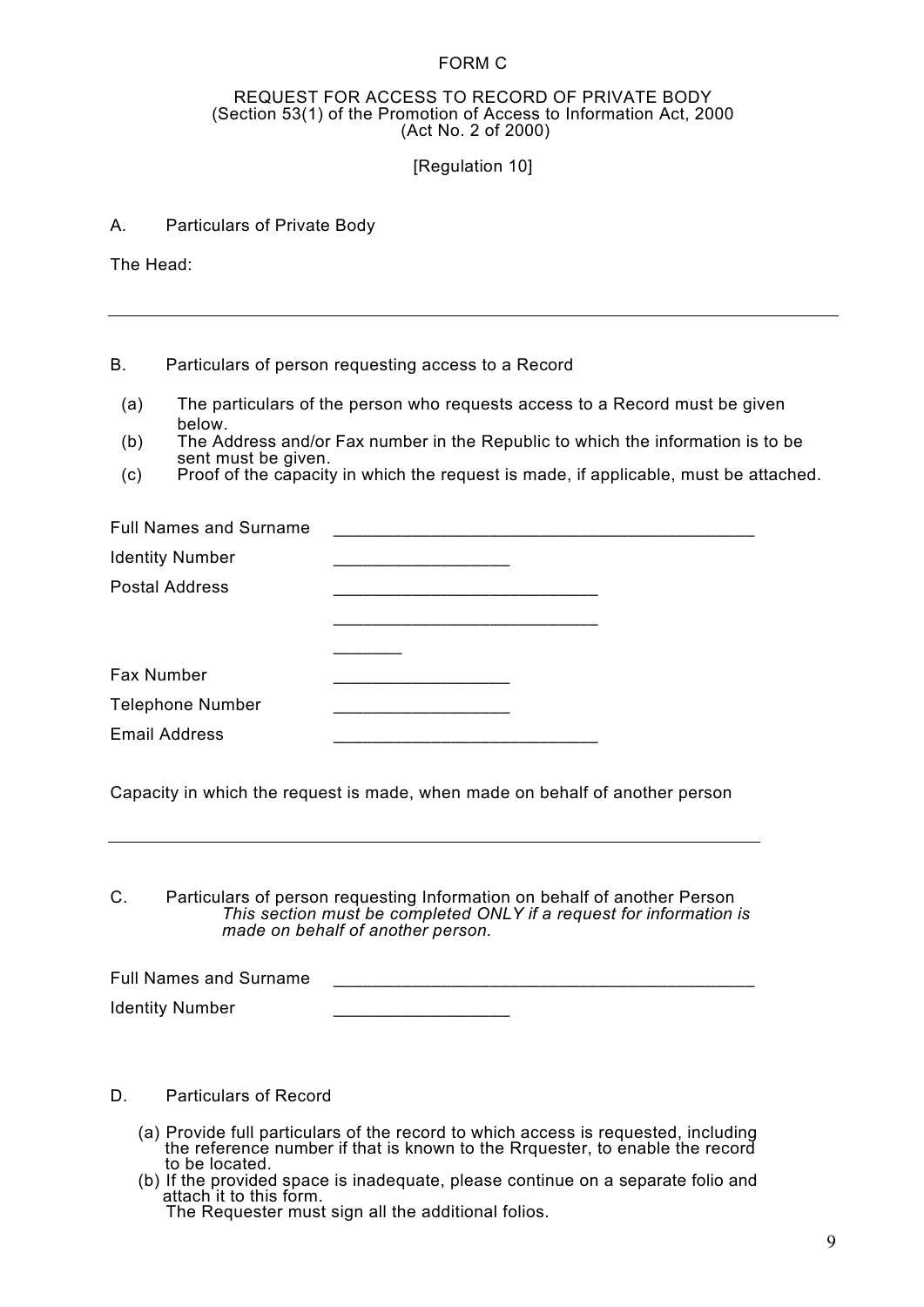FORM C

REQUEST FOR ACCESS TO RECORD OF PRIVATE BODY
(Section 53(1) of the Promotion of Access to Information Act, 2000
(Act No. 2 of 2000)

[Regulation 10]

A. Particulars of Private Body

The Head:

---

B. Particulars of person requesting access to a Record

(a) The particulars of the person who requests access to a Record must be given below.
(b) The Address and/or Fax number in the Republic to which the information is to be sent must be given.
(c) Proof of the capacity in which the request is made, if applicable, must be attached.

Full Names and Surname ____________________________________________

Identity Number __________________

Postal Address ___________________________

___________________________

_______

Fax Number __________________

Telephone Number __________________

Email Address ___________________________

Capacity in which the request is made, when made on behalf of another person

---

C. Particulars of person requesting Information on behalf of another Person
*This section must be completed ONLY if a request for information is made on behalf of another person.*

Full Names and Surname ____________________________________________

Identity Number __________________

D. Particulars of Record

(a) Provide full particulars of the record to which access is requested, including the reference number if that is known to the Rrquester, to enable the record to be located.
(b) If the provided space is inadequate, please continue on a separate folio and attach it to this form.
The Requester must sign all the additional folios.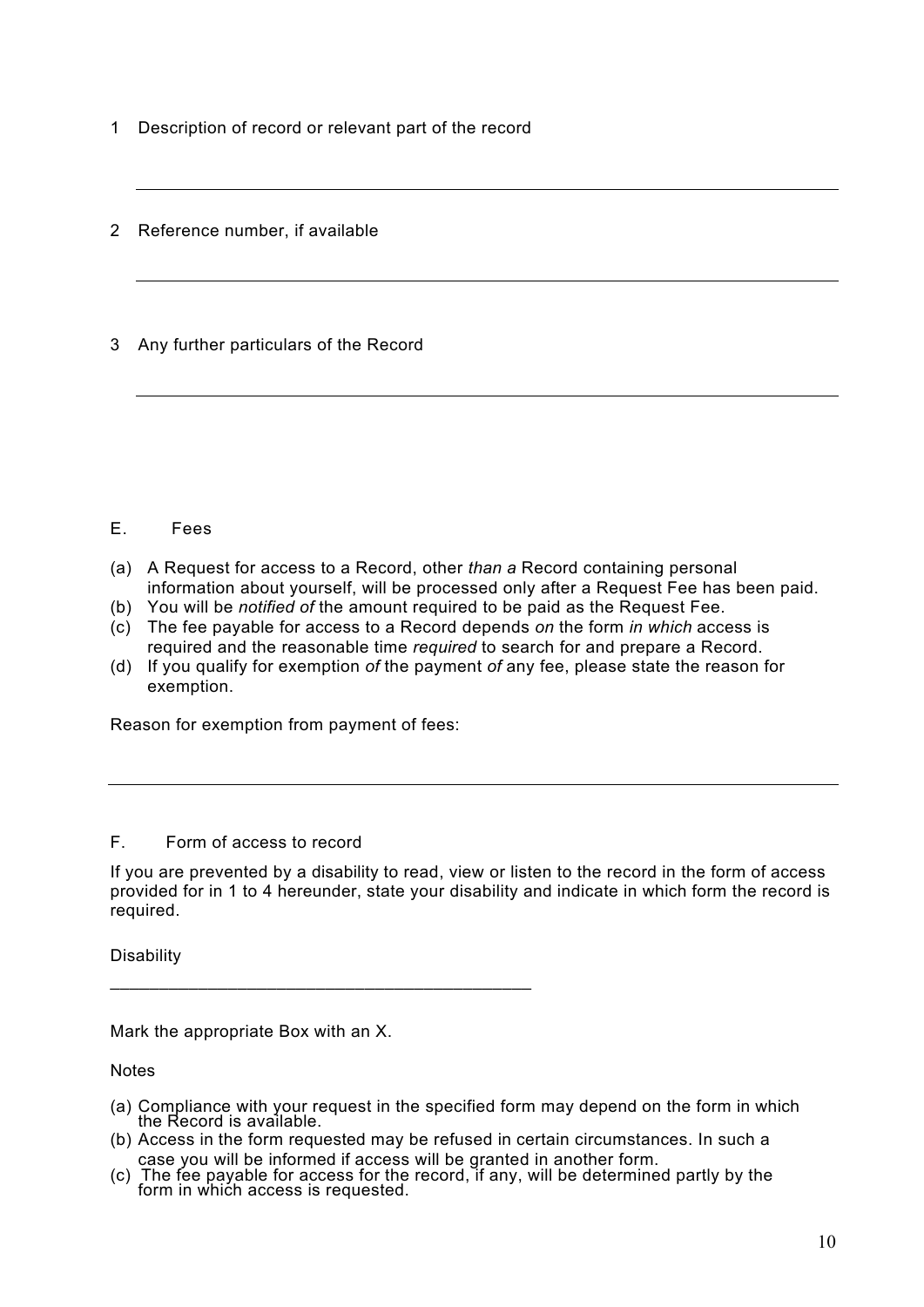1 Description of record or relevant part of the record

___

2 Reference number, if available

___

3 Any further particulars of the Record

___

## E. Fees

(a) A Request for access to a Record, other *than a* Record containing personal information about yourself, will be processed only after a Request Fee has been paid.
(b) You will be *notified of* the amount required to be paid as the Request Fee.
(c) The fee payable for access to a Record depends *on* the form *in which* access is required and the reasonable time *required* to search for and prepare a Record.
(d) If you qualify for exemption *of* the payment *of* any fee, please state the reason for exemption.

Reason for exemption from payment of fees:

___

## F. Form of access to record

If you are prevented by a disability to read, view or listen to the record in the form of access provided for in 1 to 4 hereunder, state your disability and indicate in which form the record is required.

Disability

___

Mark the appropriate Box with an X.

Notes

(a) Compliance with your request in the specified form may depend on the form in which the Record is available.
(b) Access in the form requested may be refused in certain circumstances. In such a case you will be informed if access will be granted in another form.
(c) The fee payable for access for the record, if any, will be determined partly by the form in which access is requested.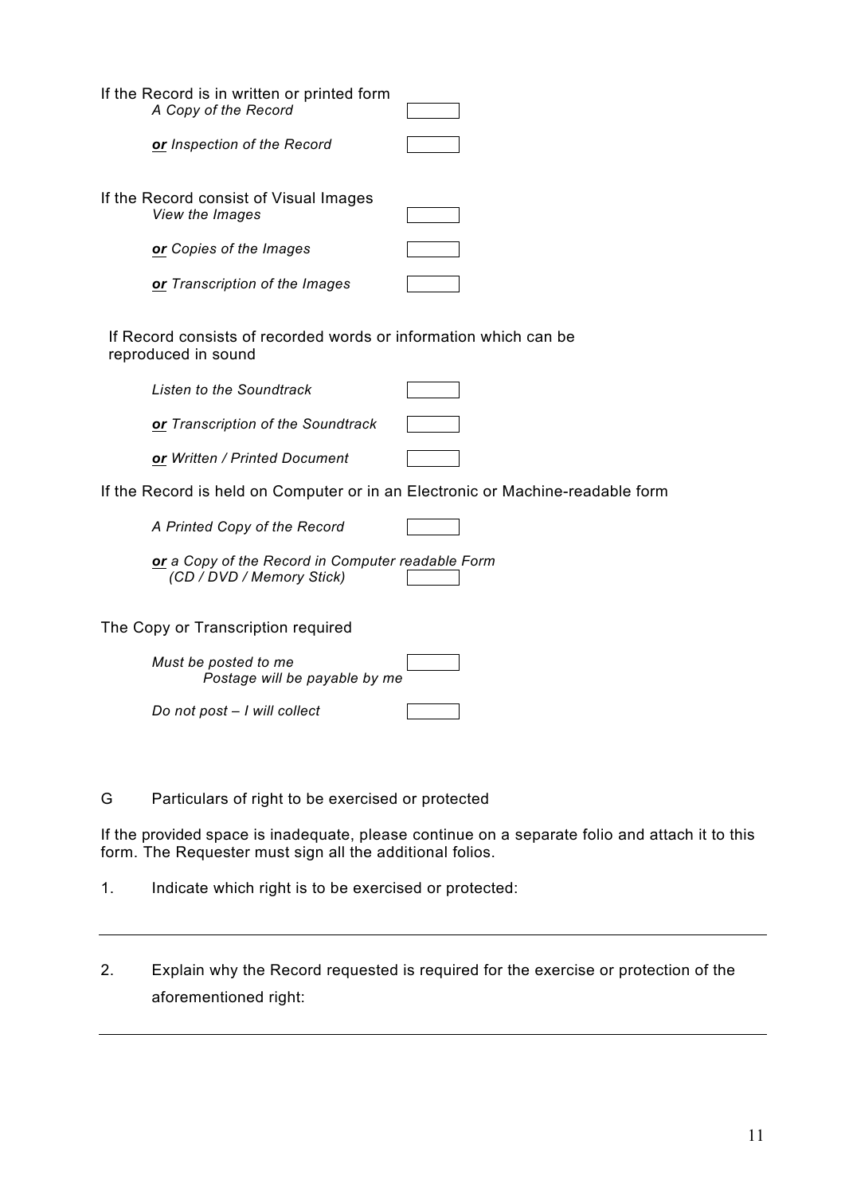If the Record is in written or printed form

*A Copy of the Record* ☐

***or*** *Inspection of the Record* ☐

If the Record consist of Visual Images

*View the Images* ☐

***or*** *Copies of the Images* ☐

***or*** *Transcription of the Images* ☐

If Record consists of recorded words or information which can be reproduced in sound

*Listen to the Soundtrack* ☐

***or*** *Transcription of the Soundtrack* ☐

***or*** *Written / Printed Document* ☐

If the Record is held on Computer or in an Electronic or Machine-readable form

*A Printed Copy of the Record* ☐

***or*** *a Copy of the Record in Computer readable Form (CD / DVD / Memory Stick)* ☐

The Copy or Transcription required

*Must be posted to me*
*Postage will be payable by me* ☐

*Do not post – I will collect* ☐

G Particulars of right to be exercised or protected

If the provided space is inadequate, please continue on a separate folio and attach it to this form. The Requester must sign all the additional folios.

1. Indicate which right is to be exercised or protected:

---

2. Explain why the Record requested is required for the exercise or protection of the aforementioned right:

---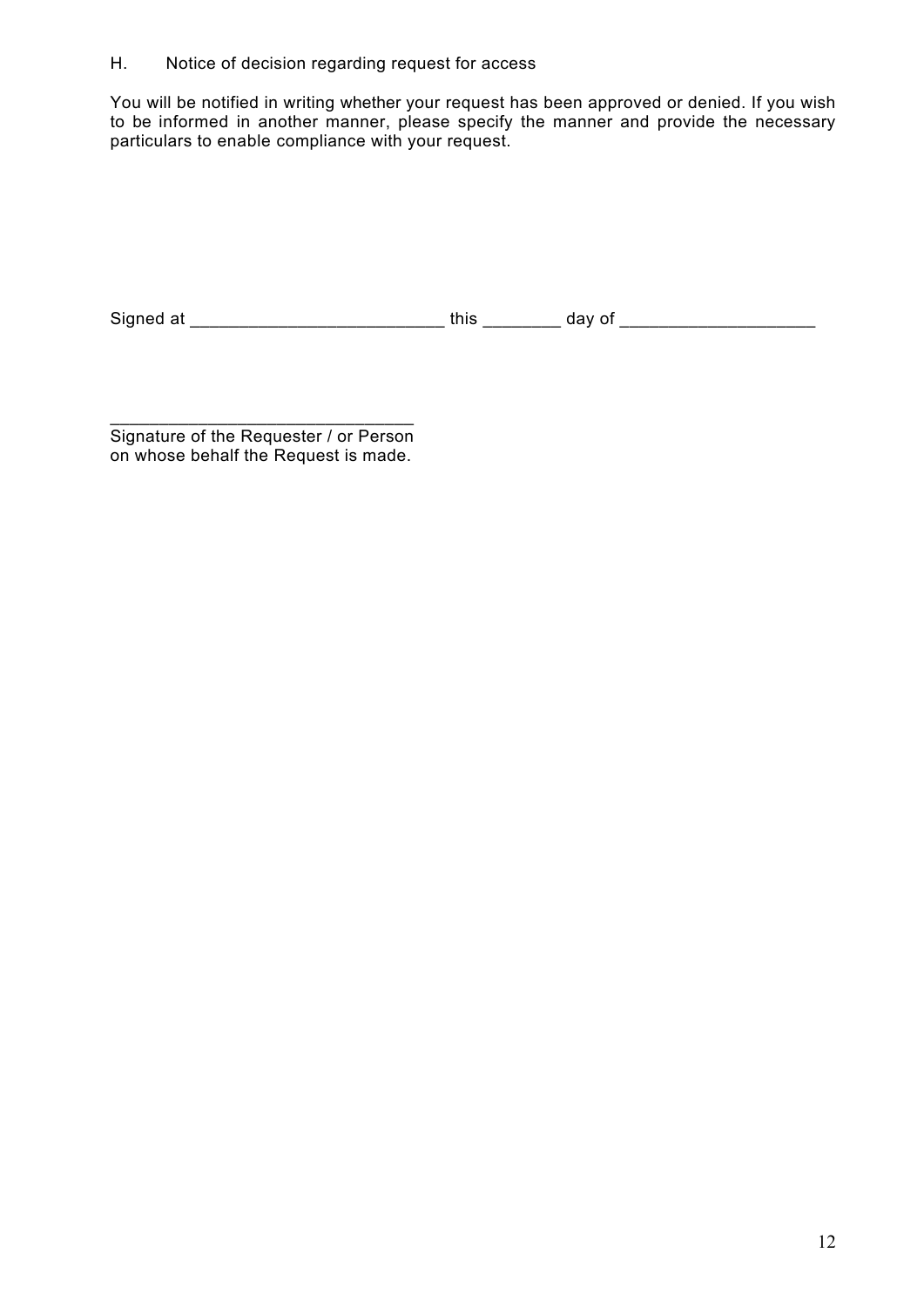## H. Notice of decision regarding request for access

You will be notified in writing whether your request has been approved or denied. If you wish to be informed in another manner, please specify the manner and provide the necessary particulars to enable compliance with your request.

Signed at __________________________ this ________ day of ____________________

_______________________________
Signature of the Requester / or Person on whose behalf the Request is made.